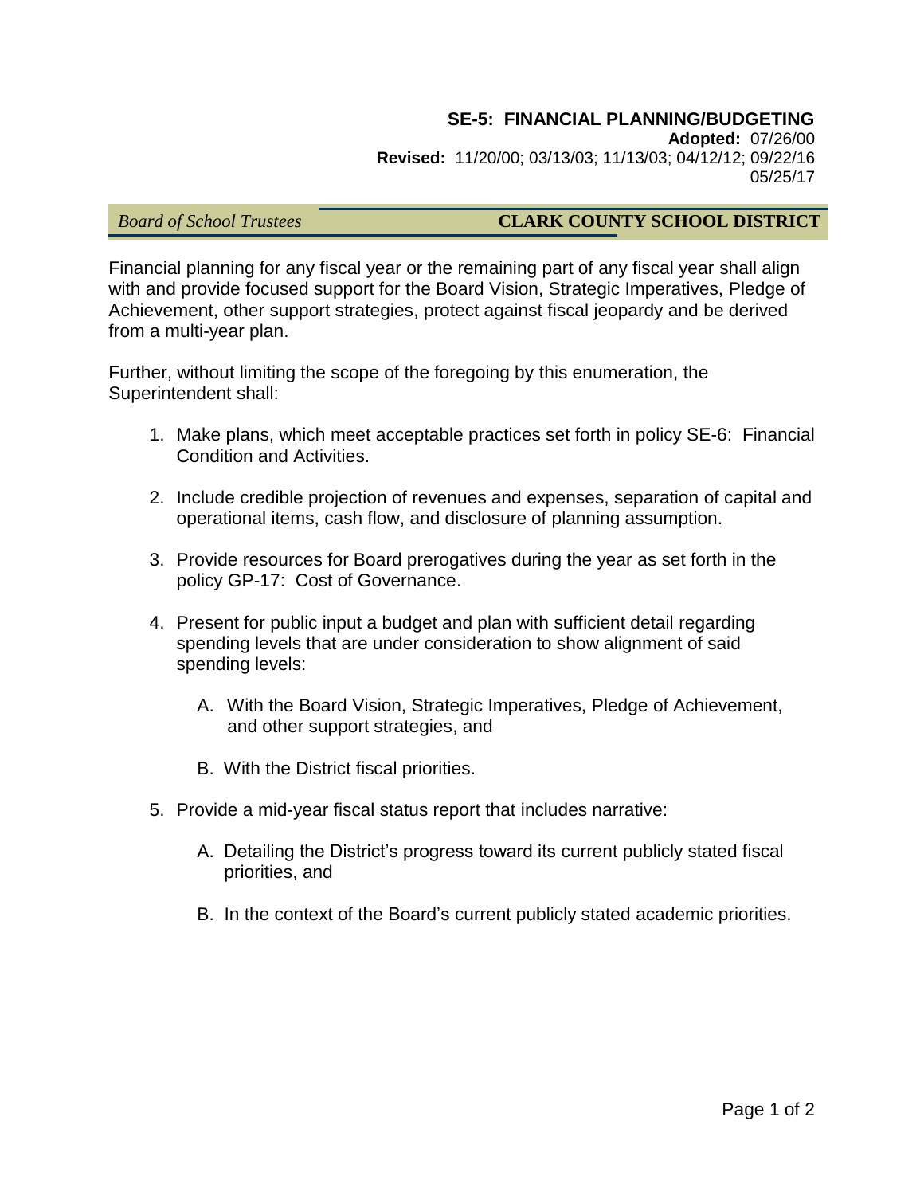# SE-5: FINANCIAL PLANNING/BUDGETING

**Adopted:** 07/26/00
**Revised:** 11/20/00; 03/13/03; 11/13/03; 04/12/12; 09/22/16
05/25/17

*Board of School Trustees* **CLARK COUNTY SCHOOL DISTRICT**

Financial planning for any fiscal year or the remaining part of any fiscal year shall align with and provide focused support for the Board Vision, Strategic Imperatives, Pledge of Achievement, other support strategies, protect against fiscal jeopardy and be derived from a multi-year plan.

Further, without limiting the scope of the foregoing by this enumeration, the Superintendent shall:

1. Make plans, which meet acceptable practices set forth in policy SE-6: Financial Condition and Activities.

2. Include credible projection of revenues and expenses, separation of capital and operational items, cash flow, and disclosure of planning assumption.

3. Provide resources for Board prerogatives during the year as set forth in the policy GP-17: Cost of Governance.

4. Present for public input a budget and plan with sufficient detail regarding spending levels that are under consideration to show alignment of said spending levels:

   A. With the Board Vision, Strategic Imperatives, Pledge of Achievement, and other support strategies, and

   B. With the District fiscal priorities.

5. Provide a mid-year fiscal status report that includes narrative:

   A. Detailing the District's progress toward its current publicly stated fiscal priorities, and

   B. In the context of the Board's current publicly stated academic priorities.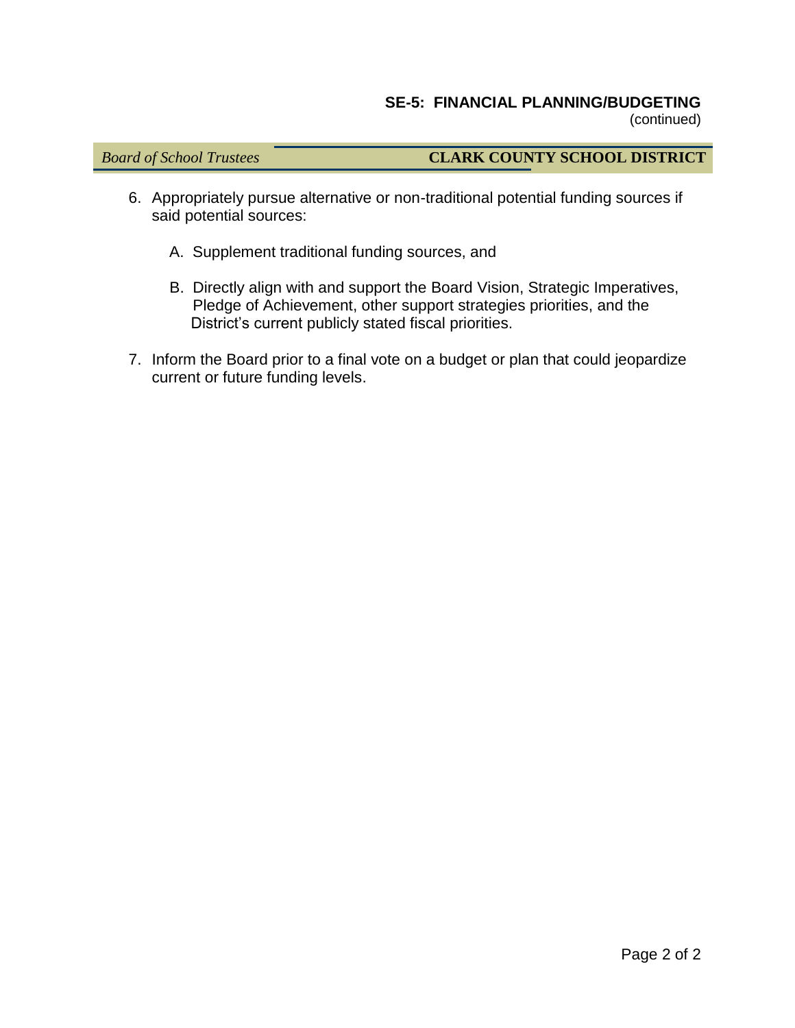6. Appropriately pursue alternative or non-traditional potential funding sources if said potential sources:

   A. Supplement traditional funding sources, and

   B. Directly align with and support the Board Vision, Strategic Imperatives, Pledge of Achievement, other support strategies priorities, and the District's current publicly stated fiscal priorities.

7. Inform the Board prior to a final vote on a budget or plan that could jeopardize current or future funding levels.